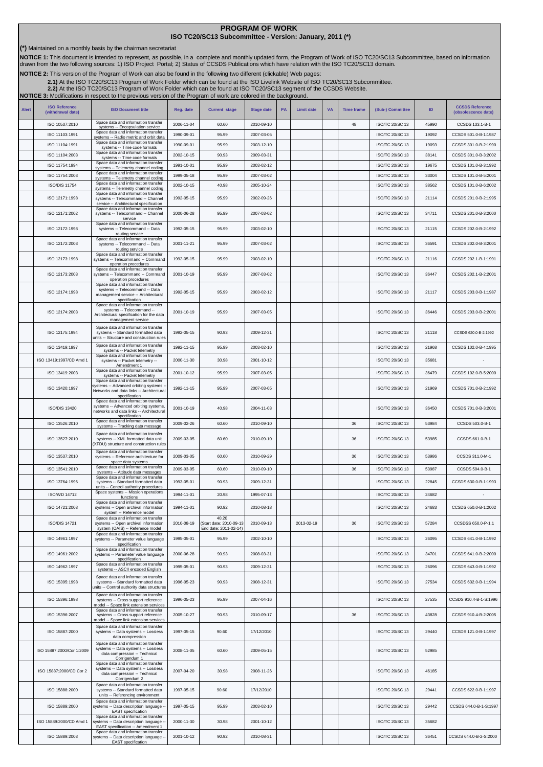# PROGRAM OF WORK

## ISO TC20/SC13 Subcommittee - Version: January, 2011 (*)

**(*)** Maintained on a monthly basis by the chairman secretariat

**NOTICE 1:** This document is intended to represent, as possible, in a complete and monthly updated form, the Program of Work of ISO TC20/SC13 Subcommittee, based on information drawn from the two following sources: 1) ISO Project Portal; 2) Status of CCSDS Publications which have relation with the ISO TC20/SC13 domain.

**NOTICE 2:** This version of the Program of Work can also be found in the following two different (clickable) Web pages:

**2.1)** At the ISO TC20/SC13 Program of Work Folder which can be found at the ISO Livelink Website of ISO TC20/SC13 Subcommittee.

**2.2)** At the ISO TC20/SC13 Program of Work Folder which can be found at the ISO TC20/SC13 segment of the CCSDS Website.

**NOTICE 3:** Modifications in respect to the previous version of the Program of work are colored in the background.

| Alert | ISO Reference (withdrawal date) | ISO Document title | Reg. date | Current stage | Stage date | PA | Limit date | VA | Time frame | (Sub-) Committee | ID | CCSDS Reference (obsolescence date) |
|---|---|---|---|---|---|---|---|---|---|---|---|---|
| | ISO 10537:2010 | Space data and information transfer systems -- Encapsulation service | 2006-11-04 | 60.60 | 2010-09-10 | | | | 48 | ISO/TC 20/SC 13 | 45990 | CCSDS 133.1-B-1 |
| | ISO 11103:1991 | Space data and information transfer systems -- Radio metric and orbit data | 1990-09-01 | 95.99 | 2007-03-05 | | | | | ISO/TC 20/SC 13 | 19092 | CCSDS 501.0-B-1:1987 |
| | ISO 11104:1991 | Space data and information transfer systems -- Time code formats | 1990-09-01 | 95.99 | 2003-12-10 | | | | | ISO/TC 20/SC 13 | 19093 | CCSDS 301.0-B-2:1990 |
| | ISO 11104:2003 | Space data and information transfer systems -- Time code formats | 2002-10-15 | 90.93 | 2009-03-31 | | | | | ISO/TC 20/SC 13 | 38141 | CCSDS 301.0-B-3:2002 |
| | ISO 11754:1994 | Space data and information transfer systems -- Telemetry channel coding | 1991-10-01 | 95.99 | 2003-02-12 | | | | | ISO/TC 20/SC 13 | 19675 | CCSDS 101.0-B-3:1992 |
| | ISO 11754:2003 | Space data and information transfer systems -- Telemetry channel coding | 1999-05-18 | 95.99 | 2007-03-02 | | | | | ISO/TC 20/SC 13 | 33004 | CCSDS 101.0-B-5:2001 |
| | ISO/DIS 11754 | Space data and information transfer systems -- Telemetry channel coding | 2002-10-15 | 40.98 | 2005-10-24 | | | | | ISO/TC 20/SC 13 | 38562 | CCSDS 101.0-B-6:2002 |
| | ISO 12171:1998 | Space data and information transfer systems -- Telecommand -- Channel service -- Architectural specification | 1992-05-15 | 95.99 | 2002-09-26 | | | | | ISO/TC 20/SC 13 | 21114 | CCSDS 201.0-B-2:1995 |
| | ISO 12171:2002 | Space data and information transfer systems -- Telecommand -- Channel service | 2000-06-28 | 95.99 | 2007-03-02 | | | | | ISO/TC 20/SC 13 | 34711 | CCSDS 201.0-B-3:2000 |
| | ISO 12172:1998 | Space data and information transfer systems -- Telecommand -- Data routing service | 1992-05-15 | 95.99 | 2003-02-10 | | | | | ISO/TC 20/SC 13 | 21115 | CCSDS 202.0-B-2:1992 |
| | ISO 12172:2003 | Space data and information transfer systems -- Telecommand -- Data routing service | 2001-11-21 | 95.99 | 2007-03-02 | | | | | ISO/TC 20/SC 13 | 36591 | CCSDS 202.0-B-3:2001 |
| | ISO 12173:1998 | Space data and information transfer systems -- Telecommand -- Command operation procedures | 1992-05-15 | 95.99 | 2003-02-10 | | | | | ISO/TC 20/SC 13 | 21116 | CCSDS 202.1-B-1:1991 |
| | ISO 12173:2003 | Space data and information transfer systems -- Telecommand -- Command operation procedures | 2001-10-19 | 95.99 | 2007-03-02 | | | | | ISO/TC 20/SC 13 | 36447 | CCSDS 202.1-B-2:2001 |
| | ISO 12174:1998 | Space data and information transfer systems -- Telecommand -- Data management service -- Architectural specification | 1992-05-15 | 95.99 | 2003-02-12 | | | | | ISO/TC 20/SC 13 | 21117 | CCSDS 203.0-B-1:1987 |
| | ISO 12174:2003 | Space data and information transfer systems -- Telecommand -- Architectural specification for the data management service | 2001-10-19 | 95.99 | 2007-03-05 | | | | | ISO/TC 20/SC 13 | 36446 | CCSDS 203.0-B-2:2001 |
| | ISO 12175:1994 | Space data and information transfer systems -- Standard formatted data units -- Structure and construction rules | 1992-05-15 | 90.93 | 2009-12-31 | | | | | ISO/TC 20/SC 13 | 21118 | CCSDS 620.0-B-2:1992 |
| | ISO 13419:1997 | Space data and information transfer systems -- Packet telemetry | 1992-11-15 | 95.99 | 2003-02-10 | | | | | ISO/TC 20/SC 13 | 21968 | CCSDS 102.0-B-4:1995 |
| | ISO 13419:1997/CD Amd 1 | Space data and information transfer systems -- Packet telemetry -- Amendment 1 | 2000-11-30 | 30.98 | 2001-10-12 | | | | | ISO/TC 20/SC 13 | 35681 | - |
| | ISO 13419:2003 | Space data and information transfer systems -- Packet telemetry | 2001-10-12 | 95.99 | 2007-03-05 | | | | | ISO/TC 20/SC 13 | 36479 | CCSDS 102.0-B-5:2000 |
| | ISO 13420:1997 | Space data and information transfer systems -- Advanced orbiting systems -- Networks and data links -- Architectural specification | 1992-11-15 | 95.99 | 2007-03-05 | | | | | ISO/TC 20/SC 13 | 21969 | CCSDS 701.0-B-2:1992 |
| | ISO/DIS 13420 | Space data and information transfer systems -- Advanced orbiting systems, networks and data links -- Architectural specification | 2001-10-19 | 40.98 | 2004-11-03 | | | | | ISO/TC 20/SC 13 | 36450 | CCSDS 701.0-B-3:2001 |
| | ISO 13526:2010 | Space data and information transfer systems -- Tracking data message | 2009-02-26 | 60.60 | 2010-09-10 | | | | 36 | ISO/TC 20/SC 13 | 53984 | CCSDS 503.0-B-1 |
| | ISO 13527:2010 | Space data and information transfer systems -- XML formatted data unit (XFDU) structure and construction rules | 2009-03-05 | 60.60 | 2010-09-10 | | | | 36 | ISO/TC 20/SC 13 | 53985 | CCSDS 661.0-B-1 |
| | ISO 13537:2010 | Space data and information transfer systems -- Reference architecture for space data systems | 2009-03-05 | 60.60 | 2010-09-29 | | | | 36 | ISO/TC 20/SC 13 | 53986 | CCSDS 311.0-M-1 |
| | ISO 13541:2010 | Space data and information transfer systems -- Attitude data messages | 2009-03-05 | 60.60 | 2010-09-10 | | | | 36 | ISO/TC 20/SC 13 | 53987 | CCSDS 504.0-B-1 |
| | ISO 13764:1996 | Space data and information transfer systems -- Standard formatted data units -- Control authority procedures | 1993-05-01 | 90.93 | 2009-12-31 | | | | | ISO/TC 20/SC 13 | 22845 | CCSDS 630.0-B-1:1993 |
| | ISO/WD 14712 | Space systems -- Mission operations functions | 1994-11-01 | 20.98 | 1995-07-13 | | | | | ISO/TC 20/SC 13 | 24682 | - |
| | ISO 14721:2003 | Space data and information transfer systems -- Open archival information system -- Reference model | 1994-11-01 | 90.92 | 2010-08-18 | | | | | ISO/TC 20/SC 13 | 24683 | CCSDS 650.0-B-1:2002 |
| | ISO/DIS 14721 | Space data and information transfer systems -- Open archival information system (OAIS) -- Reference model | 2010-08-19 | 40.20 (Start date: 2010-09-13 End date: 2011-02-14) | 2010-09-13 | | 2013-02-19 | | 36 | ISO/TC 20/SC 13 | 57284 | CCSDSS 650.0-P-1.1 |
| | ISO 14961:1997 | Space data and information transfer systems -- Parameter value language specification | 1995-05-01 | 95.99 | 2002-10-10 | | | | | ISO/TC 20/SC 13 | 26095 | CCSDS 641.0-B-1:1992 |
| | ISO 14961:2002 | Space data and information transfer systems -- Parameter value language specification | 2000-06-28 | 90.93 | 2008-03-31 | | | | | ISO/TC 20/SC 13 | 34701 | CCSDS 641.0-B-2:2000 |
| | ISO 14962:1997 | Space data and information transfer systems -- ASCII encoded English | 1995-05-01 | 90.93 | 2009-12-31 | | | | | ISO/TC 20/SC 13 | 26096 | CCSDS 643.0-B-1:1992 |
| | ISO 15395:1998 | Space data and information transfer systems -- Standard formatted data units -- Control authority data structures | 1996-05-23 | 90.93 | 2008-12-31 | | | | | ISO/TC 20/SC 13 | 27534 | CCSDS 632.0-B-1:1994 |
| | ISO 15396:1998 | Space data and information transfer systems -- Cross support reference model -- Space link extension services | 1996-05-23 | 95.99 | 2007-04-16 | | | | | ISO/TC 20/SC 13 | 27535 | CCSDS 910.4-B-1-S:1996 |
| | ISO 15396:2007 | Space data and information transfer systems -- Cross support reference model -- Space link extension services | 2005-10-27 | 90.93 | 2010-09-17 | | | | 36 | ISO/TC 20/SC 13 | 43828 | CCSDS 910.4-B-2:2005 |
| | ISO 15887:2000 | Space data and information transfer systems -- Data systems -- Lossless data compression | 1997-05-15 | 90.60 | 17/12/2010 | | | | | ISO/TC 20/SC 13 | 29440 | CCSDS 121.0-B-1:1997 |
| | ISO 15887:2000/Cor 1:2009 | Space data and information transfer systems -- Data systems -- Lossless data compression -- Technical Corrigendum 1 | 2008-11-05 | 60.60 | 2009-05-15 | | | | | ISO/TC 20/SC 13 | 52985 | |
| | ISO 15887:2000/CD Cor 2 | Space data and information transfer systems -- Data systems -- Lossless data compression -- Technical Corrigendum 2 | 2007-04-20 | 30.98 | 2008-11-26 | | | | | ISO/TC 20/SC 13 | 46185 | |
| | ISO 15888:2000 | Space data and information transfer systems -- Standard formatted data units -- Referencing environment | 1997-05-15 | 90.60 | 17/12/2010 | | | | | ISO/TC 20/SC 13 | 29441 | CCSDS 622.0-B-1:1997 |
| | ISO 15889:2000 | Space data and information transfer systems -- Data description language -- EAST specification | 1997-05-15 | 95.99 | 2003-02-10 | | | | | ISO/TC 20/SC 13 | 29442 | CCSDS 644.0-B-1-S:1997 |
| | ISO 15889:2000/CD Amd 1 | Space data and information transfer systems -- Data description language -- EAST specification -- Amendment 1 | 2000-11-30 | 30.98 | 2001-10-12 | | | | | ISO/TC 20/SC 13 | 35682 | |
| | ISO 15889:2003 | Space data and information transfer systems -- Data description language -- EAST specification | 2001-10-12 | 90.92 | 2010-08-31 | | | | | ISO/TC 20/SC 13 | 36451 | CCSDS 644.0-B-2-S:2000 |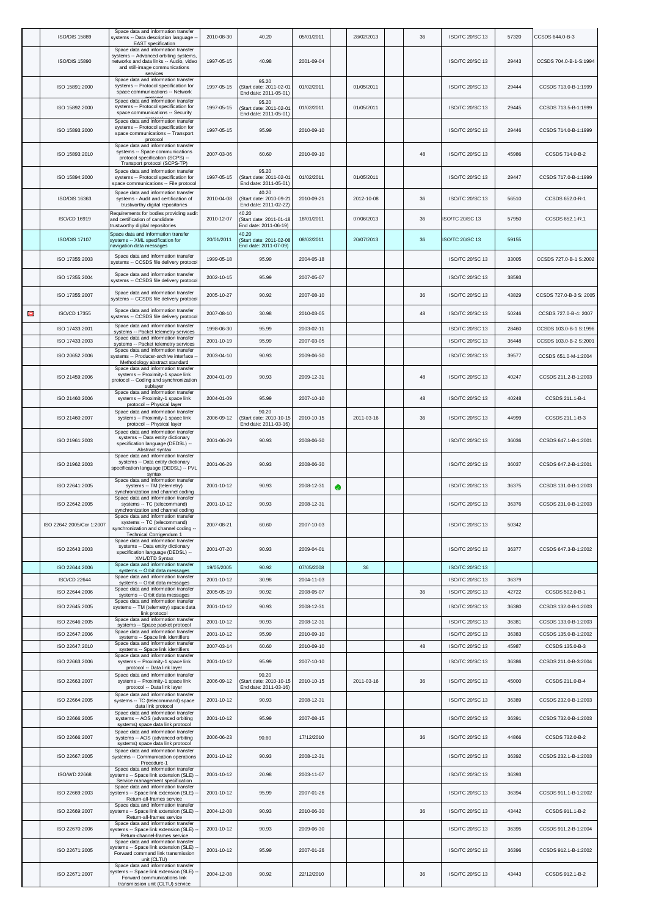| | | | | | | | | | | | | |
|---|---|---|---|---|---|---|---|---|---|---|---|---|
| | ISO/DIS 15889 | Space data and information transfer systems -- Data description language -- EAST specification | 2010-08-30 | 40.20 | 05/01/2011 | | 28/02/2013 | | 36 | ISO/TC 20/SC 13 | 57320 | CCSDS 644.0-B-3 |
| | ISO/DIS 15890 | Space data and information transfer systems -- Advanced orbiting systems, networks and data links -- Audio, video and still-image communications services | 1997-05-15 | 40.98 | 2001-09-04 | | | | | ISO/TC 20/SC 13 | 29443 | CCSDS 704.0-B-1-S:1994 |
| | ISO 15891:2000 | Space data and information transfer systems -- Protocol specification for space communications -- Network protocol | 1997-05-15 | 95.20 (Start date: 2011-02-01 End date: 2011-05-01) | 01/02/2011 | | 01/05/2011 | | | ISO/TC 20/SC 13 | 29444 | CCSDS 713.0-B-1:1999 |
| | ISO 15892:2000 | Space data and information transfer systems -- Protocol specification for space communications -- Security protocol | 1997-05-15 | 95.20 (Start date: 2011-02-01 End date: 2011-05-01) | 01/02/2011 | | 01/05/2011 | | | ISO/TC 20/SC 13 | 29445 | CCSDS 713.5-B-1:1999 |
| | ISO 15893:2000 | Space data and information transfer systems -- Protocol specification for space communications -- Transport protocol | 1997-05-15 | 95.99 | 2010-09-10 | | | | | ISO/TC 20/SC 13 | 29446 | CCSDS 714.0-B-1:1999 |
| | ISO 15893:2010 | Space data and information transfer systems -- Space communications protocol specification (SCPS) -- Transport protocol (SCPS-TP) | 2007-03-06 | 60.60 | 2010-09-10 | | | | 48 | ISO/TC 20/SC 13 | 45986 | CCSDS 714.0-B-2 |
| | ISO 15894:2000 | Space data and information transfer systems -- Protocol specification for space communications -- File protocol | 1997-05-15 | 95.20 (Start date: 2011-02-01 End date: 2011-05-01) | 01/02/2011 | | 01/05/2011 | | | ISO/TC 20/SC 13 | 29447 | CCSDS 717.0-B-1:1999 |
| | ISO/DIS 16363 | Space data and information transfer systems - Audit and certification of trustworthy digital repositories | 2010-04-08 | 40.20 (Start date: 2010-09-21 End date: 2011-02-22) | 2010-09-21 | | 2012-10-08 | | 36 | ISO/TC 20/SC 13 | 56510 | CCSDS 652.0-R-1 |
| | ISO/CD 16919 | Requirements for bodies providing audit and certification of candidate trustworthy digital repositories | 2010-12-07 | 40.20 (Start date: 2011-01-18 End date: 2011-06-19) | 18/01/2011 | | 07/06/2013 | | 36 | ISO/TC 20/SC 13 | 57950 | CCSDS 652.1-R.1 |
| | ISO/DIS 17107 | Space data and information transfer systems -- XML specification for navigation data messages | 20/01/2011 | 40.20 (Start date: 2011-02-08 End date: 2011-07-09) | 08/02/2011 | | 20/07/2013 | | 36 | ISO/TC 20/SC 13 | 59155 | |
| | ISO 17355:2003 | Space data and information transfer systems -- CCSDS file delivery protocol | 1999-05-18 | 95.99 | 2004-05-18 | | | | | ISO/TC 20/SC 13 | 33005 | CCSDS 727.0-B-1 S:2002 |
| | ISO 17355:2004 | Space data and information transfer systems -- CCSDS file delivery protocol | 2002-10-15 | 95.99 | 2007-05-07 | | | | | ISO/TC 20/SC 13 | 38593 | |
| | ISO 17355:2007 | Space data and information transfer systems -- CCSDS file delivery protocol | 2005-10-27 | 90.92 | 2007-08-10 | | | | 36 | ISO/TC 20/SC 13 | 43829 | CCSDS 727.0-B-3 S: 2005 |
| | ISO/CD 17355 | Space data and information transfer systems -- CCSDS file delivery protocol | 2007-08-10 | 30.98 | 2010-03-05 | | | | 48 | ISO/TC 20/SC 13 | 50246 | CCSDS 727.0-B-4: 2007 |
| | ISO 17433:2001 | Space data and information transfer systems -- Packet telemetry services | 1998-06-30 | 95.99 | 2003-02-11 | | | | | ISO/TC 20/SC 13 | 28460 | CCSDS 103.0-B-1 S:1996 |
| | ISO 17433:2003 | Space data and information transfer systems -- Packet telemetry services | 2001-10-19 | 95.99 | 2007-03-05 | | | | | ISO/TC 20/SC 13 | 36448 | CCSDS 103.0-B-2 S:2001 |
| | ISO 20652:2006 | Space data and information transfer systems -- Producer-archive interface -- Methodology abstract standard | 2003-04-10 | 90.93 | 2009-06-30 | | | | | ISO/TC 20/SC 13 | 39577 | CCSDS 651.0-M-1:2004 |
| | ISO 21459:2006 | Space data and information transfer systems -- Proximity-1 space link protocol -- Coding and synchronization sublayer | 2004-01-09 | 90.93 | 2009-12-31 | | | | 48 | ISO/TC 20/SC 13 | 40247 | CCSDS 211.2-B-1:2003 |
| | ISO 21460:2006 | Space data and information transfer systems -- Proximity-1 space link protocol -- Physical layer | 2004-01-09 | 95.99 | 2007-10-10 | | | | 48 | ISO/TC 20/SC 13 | 40248 | CCSDS 211.1-B-1 |
| | ISO 21460:2007 | Space data and information transfer systems -- Proximity-1 space link protocol -- Physical layer | 2006-09-12 | 90.20 (Start date: 2010-10-15 End date: 2011-03-16) | 2010-10-15 | | 2011-03-16 | | 36 | ISO/TC 20/SC 13 | 44999 | CCSDS 211.1-B-3 |
| | ISO 21961:2003 | Space data and information transfer systems -- Data entity dictionary specification language (DEDSL) -- Abstract syntax | 2001-06-29 | 90.93 | 2008-06-30 | | | | | ISO/TC 20/SC 13 | 36036 | CCSDS 647.1-B-1:2001 |
| | ISO 21962:2003 | Space data and information transfer systems -- Data entity dictionary specification language (DEDSL) -- PVL syntax | 2001-06-29 | 90.93 | 2008-06-30 | | | | | ISO/TC 20/SC 13 | 36037 | CCSDS 647.2-B-1:2001 |
| | ISO 22641:2005 | Space data and information transfer systems -- TM (telemetry) synchronization and channel coding | 2001-10-12 | 90.93 | 2008-12-31 | | | | | ISO/TC 20/SC 13 | 36375 | CCSDS 131.0-B-1:2003 |
| | ISO 22642:2005 | Space data and information transfer systems -- TC (telecommand) synchronization and channel coding | 2001-10-12 | 90.93 | 2008-12-31 | | | | | ISO/TC 20/SC 13 | 36376 | CCSDS 231.0-B-1:2003 |
| | ISO 22642:2005/Cor 1:2007 | Space data and information transfer systems -- TC (telecommand) synchronization and channel coding -- Technical Corrigendum 1 | 2007-08-21 | 60.60 | 2007-10-03 | | | | | ISO/TC 20/SC 13 | 50342 | |
| | ISO 22643:2003 | Space data and information transfer systems -- Data entity dictionary specification language (DEDSL) -- XML/DTD Syntax | 2001-07-20 | 90.93 | 2009-04-01 | | | | | ISO/TC 20/SC 13 | 36377 | CCSDS 647.3-B-1:2002 |
| | ISO 22644:2006 | Space data and information transfer systems -- Orbit data messages | 19/05/2005 | 90.92 | 07/05/2008 | | 36 | | | ISO/TC 20/SC 13 | | |
| | ISO/CD 22644 | Space data and information transfer systems -- Orbit data messages | 2001-10-12 | 30.98 | 2004-11-03 | | | | | ISO/TC 20/SC 13 | 36379 | |
| | ISO 22644:2006 | Space data and information transfer systems -- Orbit data messages | 2005-05-19 | 90.92 | 2008-05-07 | | | | 36 | ISO/TC 20/SC 13 | 42722 | CCSDS 502.0-B-1 |
| | ISO 22645:2005 | Space data and information transfer systems -- TM (telemetry) space data link protocol | 2001-10-12 | 90.93 | 2008-12-31 | | | | | ISO/TC 20/SC 13 | 36380 | CCSDS 132.0-B-1:2003 |
| | ISO 22646:2005 | Space data and information transfer systems -- Space packet protocol | 2001-10-12 | 90.93 | 2008-12-31 | | | | | ISO/TC 20/SC 13 | 36381 | CCSDS 133.0-B-1:2003 |
| | ISO 22647:2006 | Space data and information transfer systems -- Space link identifiers | 2001-10-12 | 95.99 | 2010-09-10 | | | | | ISO/TC 20/SC 13 | 36383 | CCSDS 135.0-B-1:2002 |
| | ISO 22647:2010 | Space data and information transfer systems -- Space link identifiers | 2007-03-14 | 60.60 | 2010-09-10 | | | | 48 | ISO/TC 20/SC 13 | 45987 | CCSDS 135.0-B-3 |
| | ISO 22663:2006 | Space data and information transfer systems -- Proximity-1 space link protocol -- Data link layer | 2001-10-12 | 95.99 | 2007-10-10 | | | | | ISO/TC 20/SC 13 | 36386 | CCSDS 211.0-B-3:2004 |
| | ISO 22663:2007 | Space data and information transfer systems -- Proximity-1 space link protocol -- Data link layer | 2006-09-12 | 90.20 (Start date: 2010-10-15 End date: 2011-03-16) | 2010-10-15 | | 2011-03-16 | | 36 | ISO/TC 20/SC 13 | 45000 | CCSDS 211.0-B-4 |
| | ISO 22664:2005 | Space data and information transfer systems -- TC (telecommand) space data link protocol | 2001-10-12 | 90.93 | 2008-12-31 | | | | | ISO/TC 20/SC 13 | 36389 | CCSDS 232.0-B-1:2003 |
| | ISO 22666:2005 | Space data and information transfer systems -- AOS (advanced orbiting systems) space data link protocol | 2001-10-12 | 95.99 | 2007-08-15 | | | | | ISO/TC 20/SC 13 | 36391 | CCSDS 732.0-B-1:2003 |
| | ISO 22666:2007 | Space data and information transfer systems -- AOS (advanced orbiting systems) space data link protocol | 2006-06-23 | 90.60 | 17/12/2010 | | | | 36 | ISO/TC 20/SC 13 | 44866 | CCSDS 732.0-B-2 |
| | ISO 22667:2005 | Space data and information transfer systems -- Communication operations Procedure-1 | 2001-10-12 | 90.93 | 2008-12-31 | | | | | ISO/TC 20/SC 13 | 36392 | CCSDS 232.1-B-1:2003 |
| | ISO/WD 22668 | Space data and information transfer systems -- Space link extension (SLE) -- Service management specification | 2001-10-12 | 20.98 | 2003-11-07 | | | | | ISO/TC 20/SC 13 | 36393 | |
| | ISO 22669:2003 | Space data and information transfer systems -- Space link extension (SLE) -- Return-all-frames service | 2001-10-12 | 95.99 | 2007-01-26 | | | | | ISO/TC 20/SC 13 | 36394 | CCSDS 911.1-B-1:2002 |
| | ISO 22669:2007 | Space data and information transfer systems -- Space link extension (SLE) -- Return-all-frames service | 2004-12-08 | 90.93 | 2010-06-30 | | | | 36 | ISO/TC 20/SC 13 | 43442 | CCSDS 911.1-B-2 |
| | ISO 22670:2006 | Space data and information transfer systems -- Space link extension (SLE) -- Return-channel-frames service | 2001-10-12 | 90.93 | 2009-06-30 | | | | | ISO/TC 20/SC 13 | 36395 | CCSDS 911.2-B-1:2004 |
| | ISO 22671:2005 | Space data and information transfer systems -- Space link extension (SLE) -- Forward command link transmission unit (CLTU) | 2001-10-12 | 95.99 | 2007-01-26 | | | | | ISO/TC 20/SC 13 | 36396 | CCSDS 912.1-B-1:2002 |
| | ISO 22671:2007 | Space data and information transfer systems -- Space link extension (SLE) -- Forward communications link transmission unit (CLTU) service | 2004-12-08 | 90.92 | 22/12/2010 | | | | 36 | ISO/TC 20/SC 13 | 43443 | CCSDS 912.1-B-2 |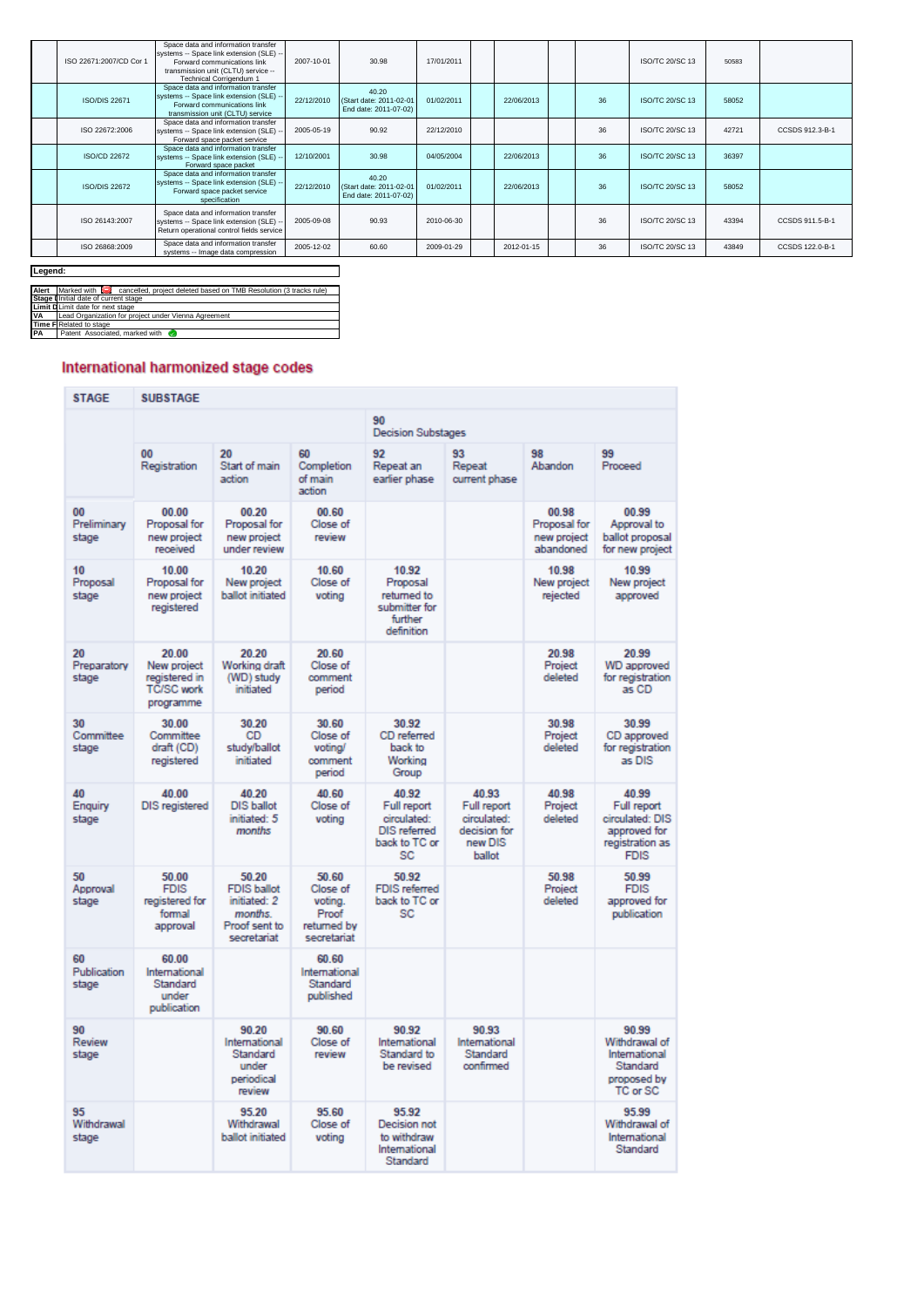| | | | | | | | | | | | | | |
|---|---|---|---|---|---|---|---|---|---|---|---|---|---|
| | ISO 22671:2007/CD Cor 1 | Space data and information transfer systems -- Space link extension (SLE) -- Forward communications link transmission unit (CLTU) service -- Technical Corrigendum 1 | 2007-10-01 | 30.98 | 17/01/2011 | | | | | ISO/TC 20/SC 13 | 50583 | |
| | ISO/DIS 22671 | Space data and information transfer systems -- Space link extension (SLE) -- Forward communications link transmission unit (CLTU) service | 22/12/2010 | 40.20 (Start date: 2011-02-01 End date: 2011-07-02) | 01/02/2011 | | 22/06/2013 | | 36 | ISO/TC 20/SC 13 | 58052 | |
| | ISO 22672:2006 | Space data and information transfer systems -- Space link extension (SLE) -- Forward space packet service | 2005-05-19 | 90.92 | 22/12/2010 | | | | 36 | ISO/TC 20/SC 13 | 42721 | CCSDS 912.3-B-1 |
| | ISO/CD 22672 | Space data and information transfer systems -- Space link extension (SLE) -- Forward space packet | 12/10/2001 | 30.98 | 04/05/2004 | | 22/06/2013 | | 36 | ISO/TC 20/SC 13 | 36397 | |
| | ISO/DIS 22672 | Space data and information transfer systems -- Space link extension (SLE) -- Forward space packet service specification | 22/12/2010 | 40.20 (Start date: 2011-02-01 End date: 2011-07-02) | 01/02/2011 | | 22/06/2013 | | 36 | ISO/TC 20/SC 13 | 58052 | |
| | ISO 26143:2007 | Space data and information transfer systems -- Space link extension (SLE) -- Return operational control fields service | 2005-09-08 | 90.93 | 2010-06-30 | | | | 36 | ISO/TC 20/SC 13 | 43394 | CCSDS 911.5-B-1 |
| | ISO 26868:2009 | Space data and information transfer systems -- Image data compression | 2005-12-02 | 60.60 | 2009-01-29 | | 2012-01-15 | | 36 | ISO/TC 20/SC 13 | 43849 | CCSDS 122.0-B-1 |

**Legend:**

| | |
|---|---|
| Alert | Marked with cancelled, project deleted based on TMB Resolution (3 tracks rule) |
| Stage Date | Initial date of current stage |
| Limit Date | Limit date for next stage |
| VA | Lead Organization for project under Vienna Agreement |
| Time Frame | Related to stage |
| PA | Patent Associated, marked with |

## International harmonized stage codes

| STAGE | SUBSTAGE | | | | | | |
|---|---|---|---|---|---|---|---|
| | | | | 90 Decision Substages | | | |
| | 00 Registration | 20 Start of main action | 60 Completion of main action | 92 Repeat an earlier phase | 93 Repeat current phase | 98 Abandon | 99 Proceed |
| 00 Preliminary stage | 00.00 Proposal for new project received | 00.20 Proposal for new project under review | 00.60 Close of review | | | 00.98 Proposal for new project abandoned | 00.99 Approval to ballot proposal for new project |
| 10 Proposal stage | 10.00 Proposal for new project registered | 10.20 New project ballot initiated | 10.60 Close of voting | 10.92 Proposal returned to submitter for further definition | | 10.98 New project rejected | 10.99 New project approved |
| 20 Preparatory stage | 20.00 New project registered in TC/SC work programme | 20.20 Working draft (WD) study initiated | 20.60 Close of comment period | | | 20.98 Project deleted | 20.99 WD approved for registration as CD |
| 30 Committee stage | 30.00 Committee draft (CD) registered | 30.20 CD study/ballot initiated | 30.60 Close of voting/ comment period | 30.92 CD referred back to Working Group | | 30.98 Project deleted | 30.99 CD approved for registration as DIS |
| 40 Enquiry stage | 40.00 DIS registered | 40.20 DIS ballot initiated: 5 *months* | 40.60 Close of voting | 40.92 Full report circulated: DIS referred back to TC or SC | 40.93 Full report circulated: decision for new DIS ballot | 40.98 Project deleted | 40.99 Full report circulated: DIS approved for registration as FDIS |
| 50 Approval stage | 50.00 FDIS registered for formal approval | 50.20 FDIS ballot initiated: 2 *months*. Proof sent to secretariat | 50.60 Close of voting. Proof returned by secretariat | 50.92 FDIS referred back to TC or SC | | 50.98 Project deleted | 50.99 FDIS approved for publication |
| 60 Publication stage | 60.00 International Standard under publication | | 60.60 International Standard published | | | | |
| 90 Review stage | | 90.20 International Standard under periodical review | 90.60 Close of review | 90.92 International Standard to be revised | 90.93 International Standard confirmed | | 90.99 Withdrawal of International Standard proposed by TC or SC |
| 95 Withdrawal stage | | 95.20 Withdrawal ballot initiated | 95.60 Close of voting | 95.92 Decision not to withdraw International Standard | | | 95.99 Withdrawal of International Standard |